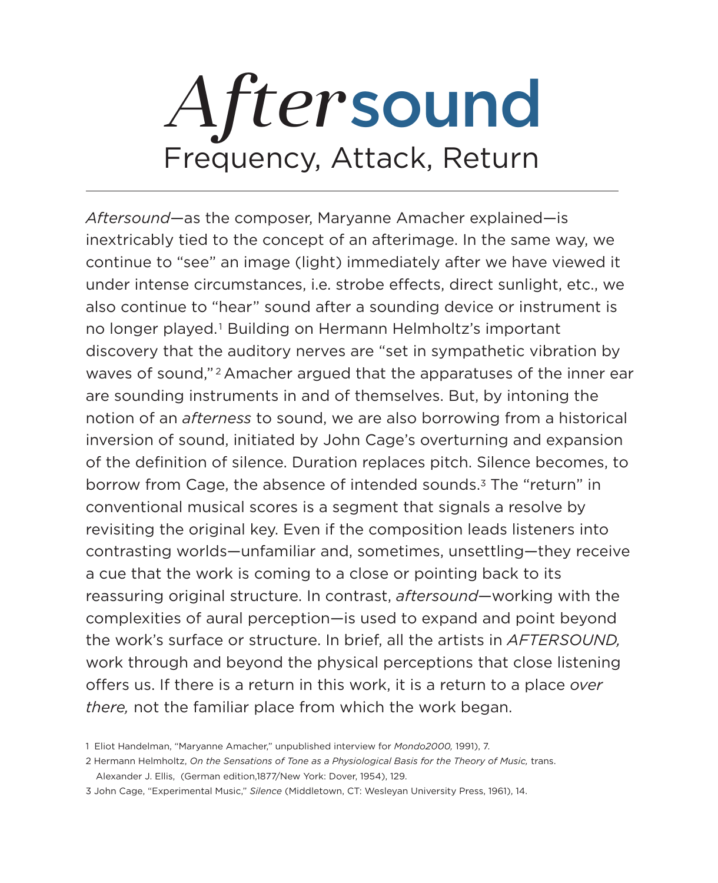# *After*sound

## Frequency, Attack, Return

---

*Aftersound*—as the composer, Maryanne Amacher explained—is inextricably tied to the concept of an afterimage. In the same way, we continue to "see" an image (light) immediately after we have viewed it under intense circumstances, i.e. strobe effects, direct sunlight, etc., we also continue to "hear" sound after a sounding device or instrument is no longer played.[1] Building on Hermann Helmholtz's important discovery that the auditory nerves are "set in sympathetic vibration by waves of sound,"[2] Amacher argued that the apparatuses of the inner ear are sounding instruments in and of themselves. But, by intoning the notion of an *afterness* to sound, we are also borrowing from a historical inversion of sound, initiated by John Cage's overturning and expansion of the definition of silence. Duration replaces pitch. Silence becomes, to borrow from Cage, the absence of intended sounds.[3] The "return" in conventional musical scores is a segment that signals a resolve by revisiting the original key. Even if the composition leads listeners into contrasting worlds—unfamiliar and, sometimes, unsettling—they receive a cue that the work is coming to a close or pointing back to its reassuring original structure. In contrast, *aftersound*—working with the complexities of aural perception—is used to expand and point beyond the work's surface or structure. In brief, all the artists in *AFTERSOUND,* work through and beyond the physical perceptions that close listening offers us. If there is a return in this work, it is a return to a place *over there,* not the familiar place from which the work began.

1 Eliot Handelman, "Maryanne Amacher," unpublished interview for *Mondo2000,* 1991), 7.

2 Hermann Helmholtz, *On the Sensations of Tone as a Physiological Basis for the Theory of Music,* trans. Alexander J. Ellis, (German edition,1877/New York: Dover, 1954), 129.

3 John Cage, "Experimental Music," *Silence* (Middletown, CT: Wesleyan University Press, 1961), 14.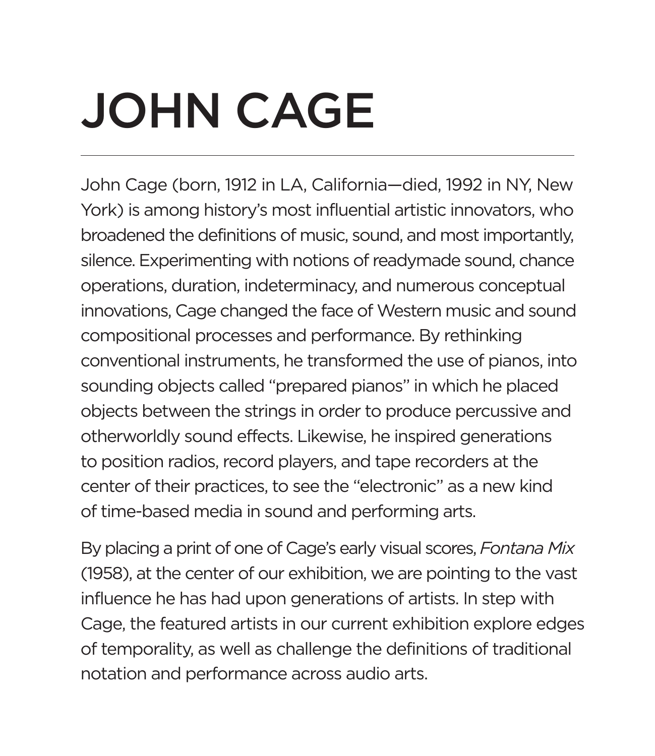# JOHN CAGE

---

John Cage (born, 1912 in LA, California—died, 1992 in NY, New York) is among history's most influential artistic innovators, who broadened the definitions of music, sound, and most importantly, silence. Experimenting with notions of readymade sound, chance operations, duration, indeterminacy, and numerous conceptual innovations, Cage changed the face of Western music and sound compositional processes and performance. By rethinking conventional instruments, he transformed the use of pianos, into sounding objects called "prepared pianos" in which he placed objects between the strings in order to produce percussive and otherworldly sound effects. Likewise, he inspired generations to position radios, record players, and tape recorders at the center of their practices, to see the "electronic" as a new kind of time-based media in sound and performing arts.

By placing a print of one of Cage's early visual scores, *Fontana Mix* (1958), at the center of our exhibition, we are pointing to the vast influence he has had upon generations of artists. In step with Cage, the featured artists in our current exhibition explore edges of temporality, as well as challenge the definitions of traditional notation and performance across audio arts.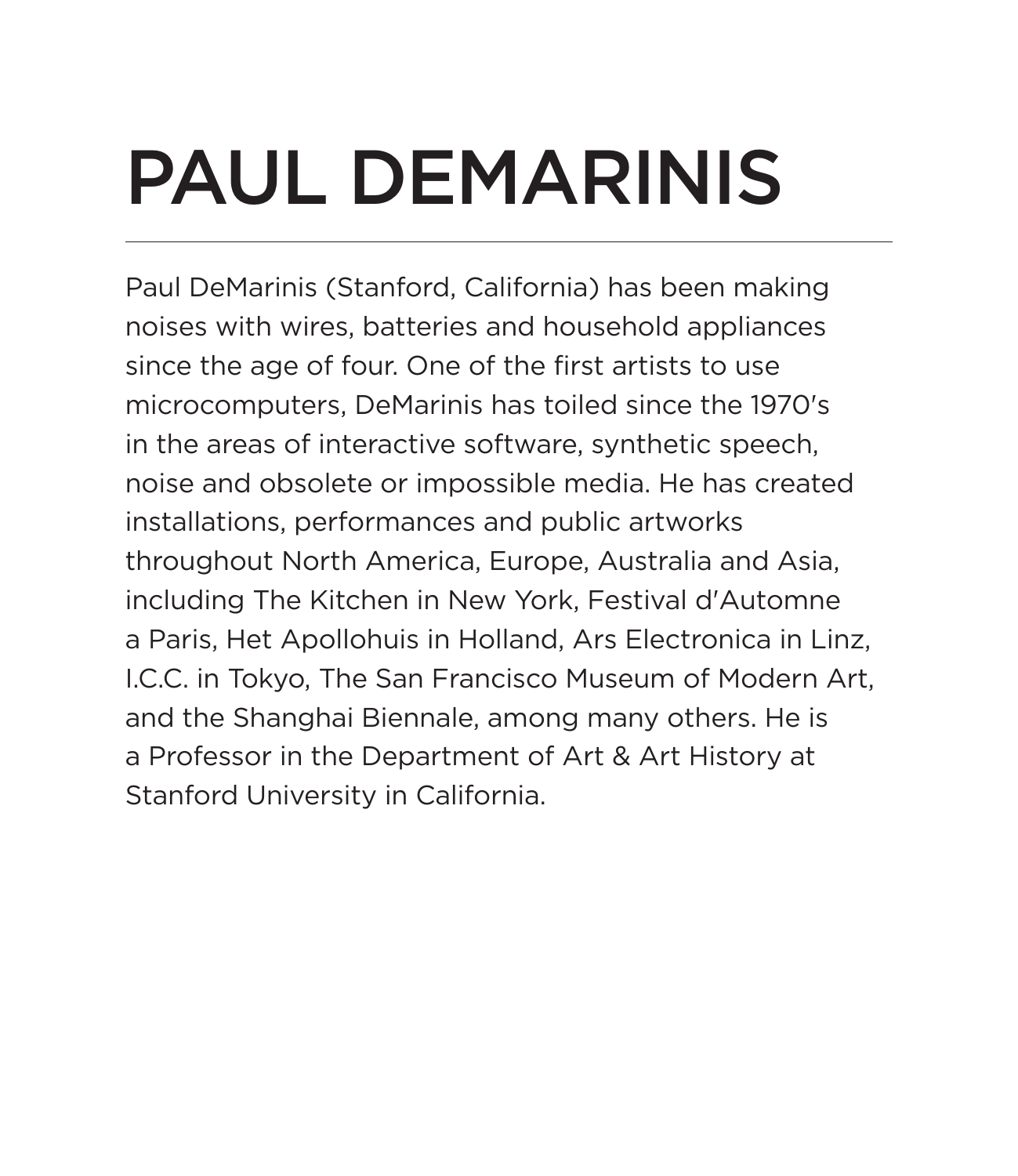# PAUL DEMARINIS

---

Paul DeMarinis (Stanford, California) has been making noises with wires, batteries and household appliances since the age of four. One of the first artists to use microcomputers, DeMarinis has toiled since the 1970's in the areas of interactive software, synthetic speech, noise and obsolete or impossible media. He has created installations, performances and public artworks throughout North America, Europe, Australia and Asia, including The Kitchen in New York, Festival d'Automne a Paris, Het Apollohuis in Holland, Ars Electronica in Linz, I.C.C. in Tokyo, The San Francisco Museum of Modern Art, and the Shanghai Biennale, among many others. He is a Professor in the Department of Art & Art History at Stanford University in California.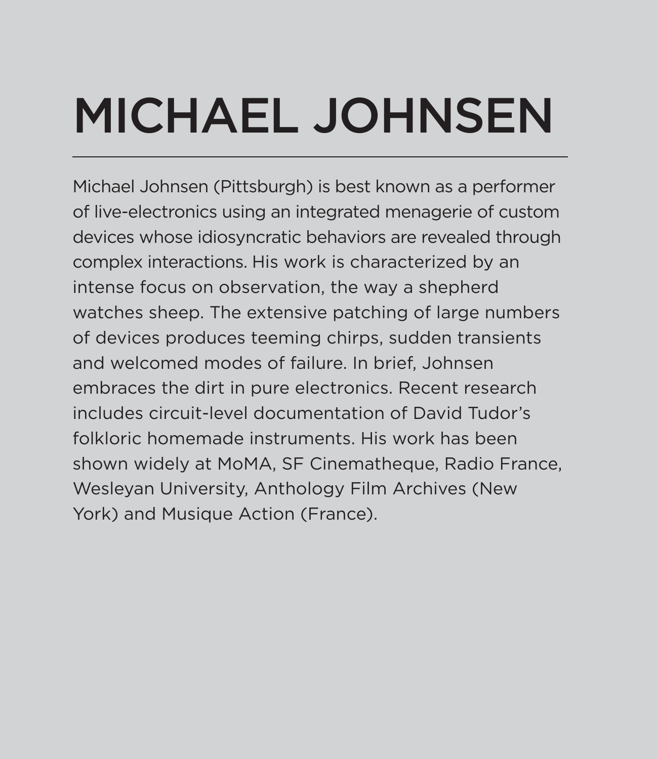# MICHAEL JOHNSEN

---

Michael Johnsen (Pittsburgh) is best known as a performer of live-electronics using an integrated menagerie of custom devices whose idiosyncratic behaviors are revealed through complex interactions. His work is characterized by an intense focus on observation, the way a shepherd watches sheep. The extensive patching of large numbers of devices produces teeming chirps, sudden transients and welcomed modes of failure. In brief, Johnsen embraces the dirt in pure electronics. Recent research includes circuit-level documentation of David Tudor's folkloric homemade instruments. His work has been shown widely at MoMA, SF Cinematheque, Radio France, Wesleyan University, Anthology Film Archives (New York) and Musique Action (France).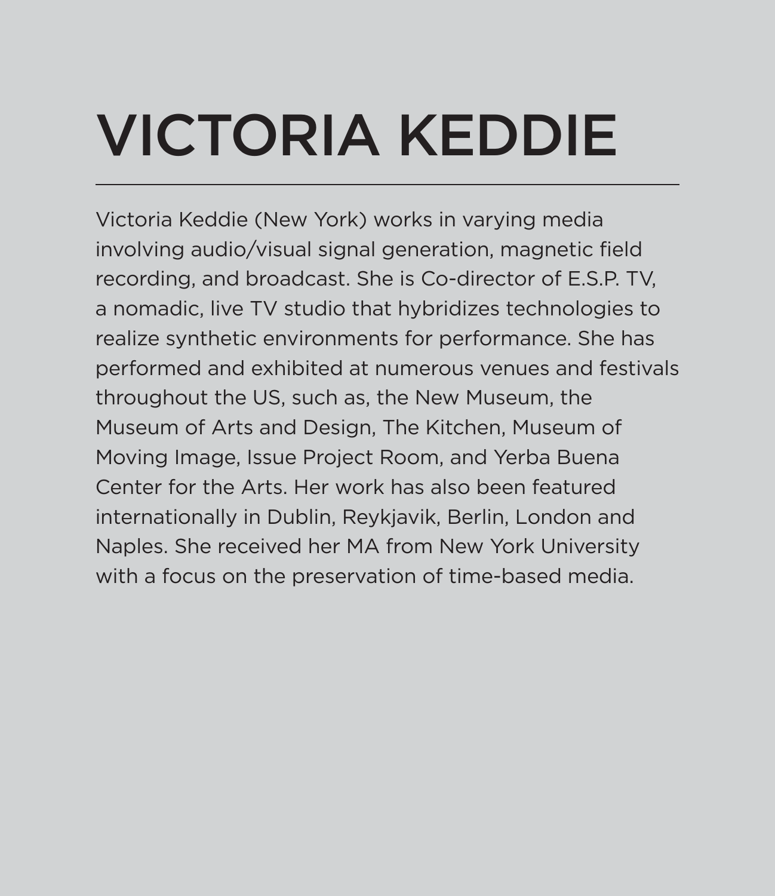# VICTORIA KEDDIE

---

Victoria Keddie (New York) works in varying media involving audio/visual signal generation, magnetic field recording, and broadcast. She is Co-director of E.S.P. TV, a nomadic, live TV studio that hybridizes technologies to realize synthetic environments for performance. She has performed and exhibited at numerous venues and festivals throughout the US, such as, the New Museum, the Museum of Arts and Design, The Kitchen, Museum of Moving Image, Issue Project Room, and Yerba Buena Center for the Arts. Her work has also been featured internationally in Dublin, Reykjavik, Berlin, London and Naples. She received her MA from New York University with a focus on the preservation of time-based media.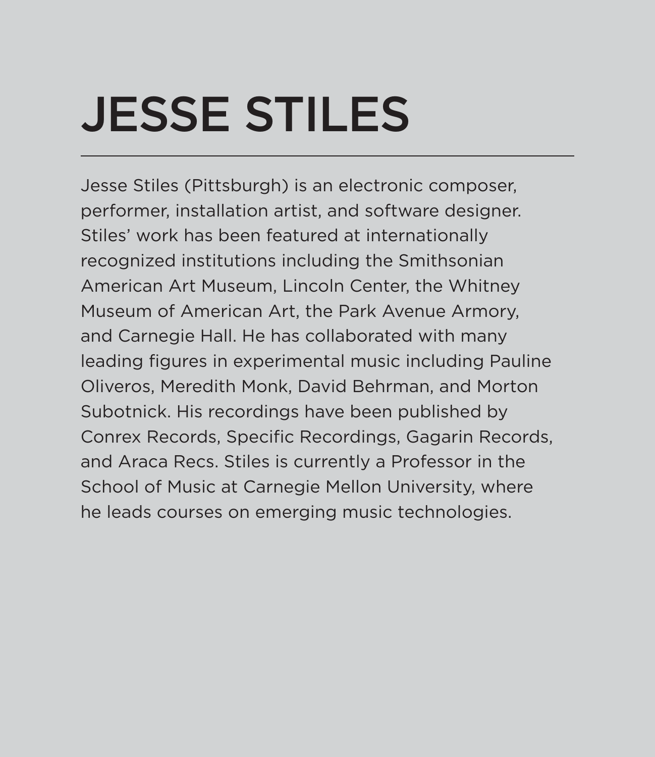# JESSE STILES

---

Jesse Stiles (Pittsburgh) is an electronic composer, performer, installation artist, and software designer. Stiles' work has been featured at internationally recognized institutions including the Smithsonian American Art Museum, Lincoln Center, the Whitney Museum of American Art, the Park Avenue Armory, and Carnegie Hall. He has collaborated with many leading figures in experimental music including Pauline Oliveros, Meredith Monk, David Behrman, and Morton Subotnick. His recordings have been published by Conrex Records, Specific Recordings, Gagarin Records, and Araca Recs. Stiles is currently a Professor in the School of Music at Carnegie Mellon University, where he leads courses on emerging music technologies.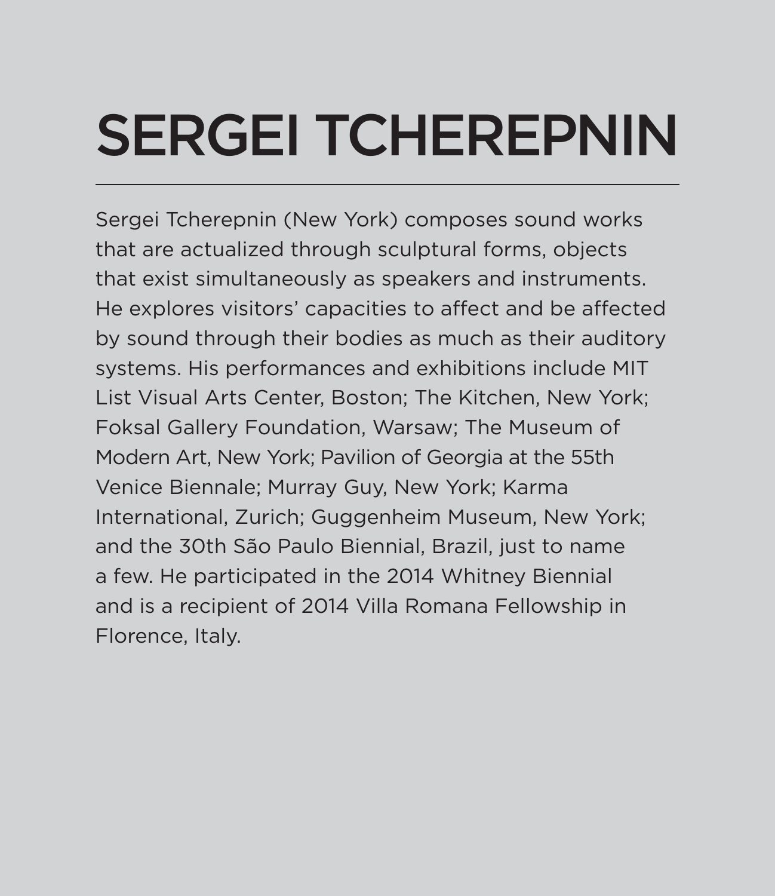# SERGEI TCHEREPNIN

---

Sergei Tcherepnin (New York) composes sound works that are actualized through sculptural forms, objects that exist simultaneously as speakers and instruments. He explores visitors' capacities to affect and be affected by sound through their bodies as much as their auditory systems. His performances and exhibitions include MIT List Visual Arts Center, Boston; The Kitchen, New York; Foksal Gallery Foundation, Warsaw; The Museum of Modern Art, New York; Pavilion of Georgia at the 55th Venice Biennale; Murray Guy, New York; Karma International, Zurich; Guggenheim Museum, New York; and the 30th São Paulo Biennial, Brazil, just to name a few. He participated in the 2014 Whitney Biennial and is a recipient of 2014 Villa Romana Fellowship in Florence, Italy.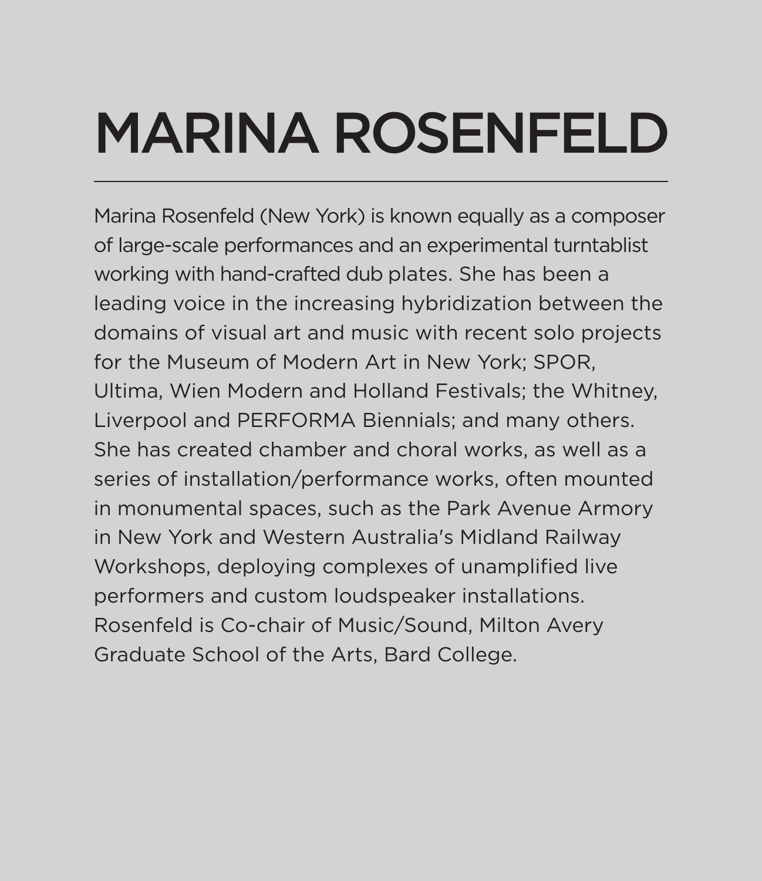# MARINA ROSENFELD

---

Marina Rosenfeld (New York) is known equally as a composer of large-scale performances and an experimental turntablist working with hand-crafted dub plates. She has been a leading voice in the increasing hybridization between the domains of visual art and music with recent solo projects for the Museum of Modern Art in New York; SPOR, Ultima, Wien Modern and Holland Festivals; the Whitney, Liverpool and PERFORMA Biennials; and many others. She has created chamber and choral works, as well as a series of installation/performance works, often mounted in monumental spaces, such as the Park Avenue Armory in New York and Western Australia's Midland Railway Workshops, deploying complexes of unamplified live performers and custom loudspeaker installations. Rosenfeld is Co-chair of Music/Sound, Milton Avery Graduate School of the Arts, Bard College.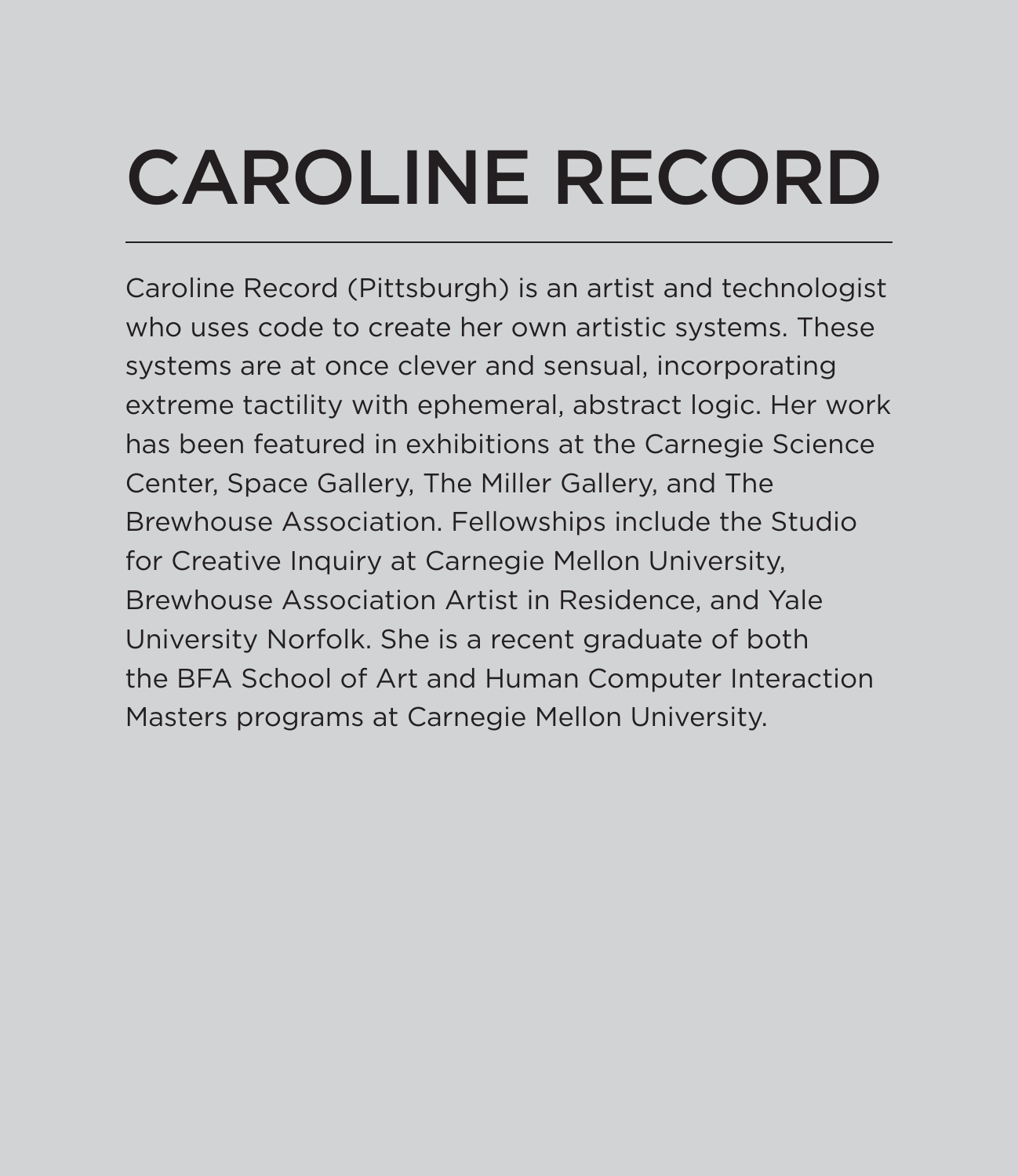# CAROLINE RECORD

---

Caroline Record (Pittsburgh) is an artist and technologist who uses code to create her own artistic systems. These systems are at once clever and sensual, incorporating extreme tactility with ephemeral, abstract logic. Her work has been featured in exhibitions at the Carnegie Science Center, Space Gallery, The Miller Gallery, and The Brewhouse Association. Fellowships include the Studio for Creative Inquiry at Carnegie Mellon University, Brewhouse Association Artist in Residence, and Yale University Norfolk. She is a recent graduate of both the BFA School of Art and Human Computer Interaction Masters programs at Carnegie Mellon University.